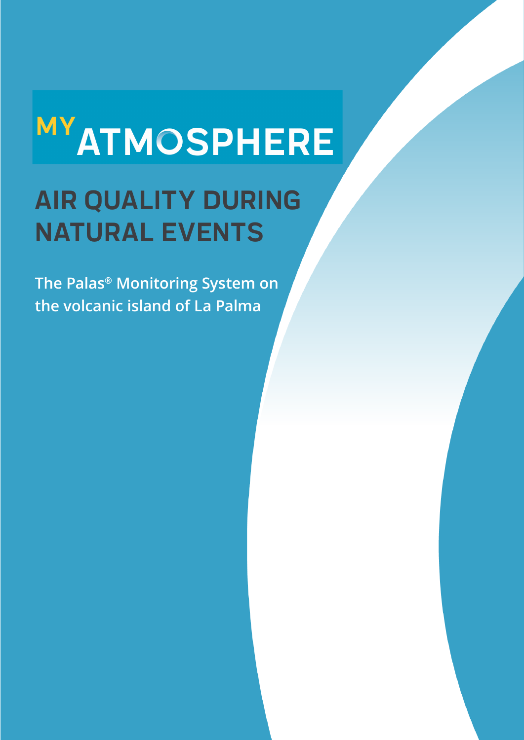# MY ATMOSPHERE

## AIR QUALITY DURING NATURAL EVENTS

**The Palas® Monitoring System on the volcanic island of La Palma**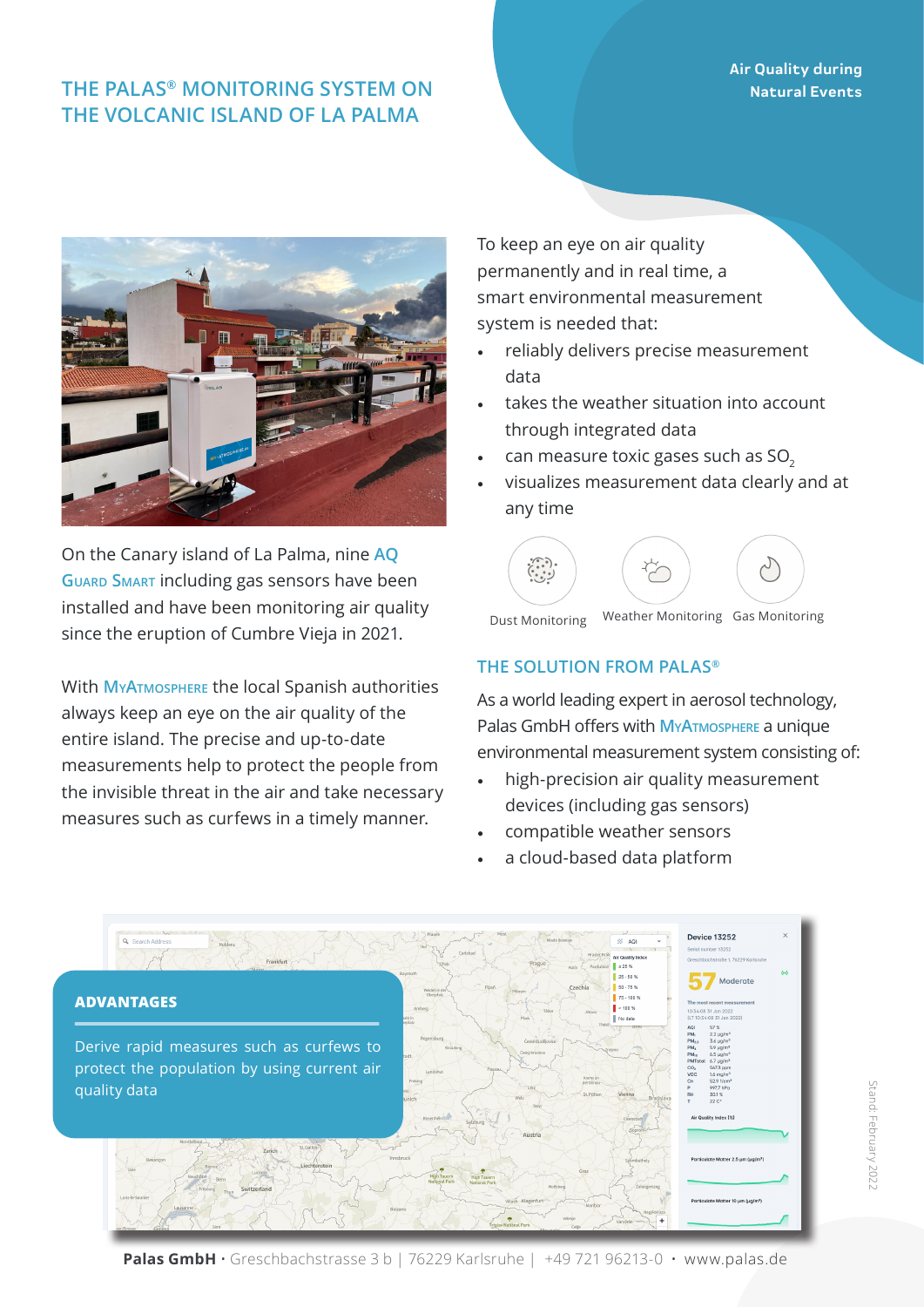# THE PALAS® MONITORING SYSTEM ON THE VOLCANIC ISLAND OF LA PALMA

**Air Quality during Natural Events**

On the Canary island of La Palma, nine AQ Guard Smart including gas sensors have been installed and have been monitoring air quality since the eruption of Cumbre Vieja in 2021.

With MyAtmosphere the local Spanish authorities always keep an eye on the air quality of the entire island. The precise and up-to-date measurements help to protect the people from the invisible threat in the air and take necessary measures such as curfews in a timely manner.

To keep an eye on air quality permanently and in real time, a smart environmental measurement system is needed that:

- reliably delivers precise measurement data
- takes the weather situation into account through integrated data
- can measure toxic gases such as $SO_2$
- visualizes measurement data clearly and at any time

Dust Monitoring

Weather Monitoring

Gas Monitoring

## THE SOLUTION FROM PALAS®

As a world leading expert in aerosol technology, Palas GmbH offers with MyAtmosphere a unique environmental measurement system consisting of:

- high-precision air quality measurement devices (including gas sensors)
- compatible weather sensors
- a cloud-based data platform

### ADVANTAGES

Derive rapid measures such as curfews to protect the population by using current air quality data

Stand: February 2022

**Palas GmbH** · Greschbachstrasse 3 b | 76229 Karlsruhe | +49 721 96213-0 · www.palas.de